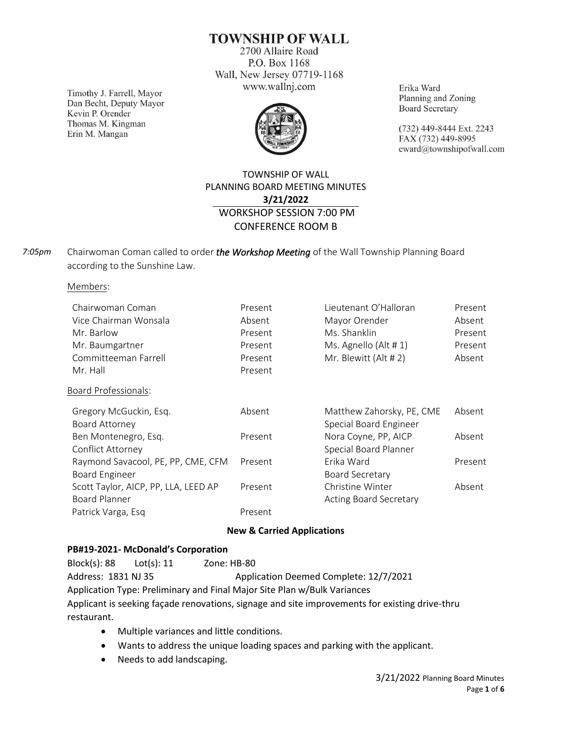# TOWNSHIP OF WALL

2700 Allaire Road
P.O. Box 1168
Wall, New Jersey 07719-1168
www.wallnj.com

Timothy J. Farrell, Mayor
Dan Becht, Deputy Mayor
Kevin P. Orender
Thomas M. Kingman
Erin M. Mangan

Erika Ward
Planning and Zoning
Board Secretary

(732) 449-8444 Ext. 2243
FAX (732) 449-8995
eward@townshipofwall.com

## TOWNSHIP OF WALL
## PLANNING BOARD MEETING MINUTES
## 3/21/2022
## WORKSHOP SESSION 7:00 PM
## CONFERENCE ROOM B

*7:05pm* Chairwoman Coman called to order ***the Workshop Meeting*** of the Wall Township Planning Board according to the Sunshine Law.

Members:

| | | | |
|---|---|---|---|
| Chairwoman Coman | Present | Lieutenant O'Halloran | Present |
| Vice Chairman Wonsala | Absent | Mayor Orender | Absent |
| Mr. Barlow | Present | Ms. Shanklin | Present |
| Mr. Baumgartner | Present | Ms. Agnello (Alt # 1) | Present |
| Committeeman Farrell | Present | Mr. Blewitt (Alt # 2) | Absent |
| Mr. Hall | Present | | |

Board Professionals:

| | | | |
|---|---|---|---|
| Gregory McGuckin, Esq. Board Attorney | Absent | Matthew Zahorsky, PE, CME Special Board Engineer | Absent |
| Ben Montenegro, Esq. Conflict Attorney | Present | Nora Coyne, PP, AICP Special Board Planner | Absent |
| Raymond Savacool, PE, PP, CME, CFM Board Engineer | Present | Erika Ward Board Secretary | Present |
| Scott Taylor, AICP, PP, LLA, LEED AP Board Planner | Present | Christine Winter Acting Board Secretary | Absent |
| Patrick Varga, Esq | Present | | |

**New & Carried Applications**

**PB#19-2021- McDonald's Corporation**

Block(s): 88 Lot(s): 11 Zone: HB-80
Address: 1831 NJ 35 Application Deemed Complete: 12/7/2021
Application Type: Preliminary and Final Major Site Plan w/Bulk Variances
Applicant is seeking façade renovations, signage and site improvements for existing drive-thru restaurant.

- Multiple variances and little conditions.
- Wants to address the unique loading spaces and parking with the applicant.
- Needs to add landscaping.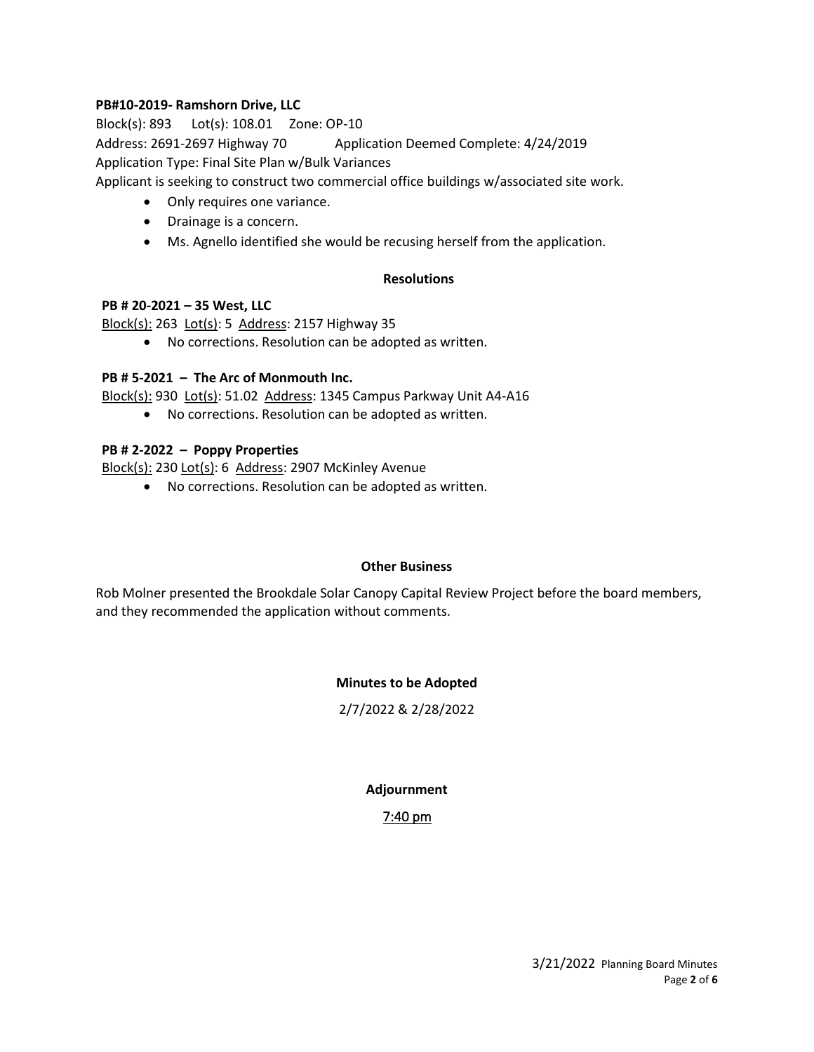**PB#10-2019- Ramshorn Drive, LLC**

Block(s): 893 Lot(s): 108.01 Zone: OP-10

Address: 2691-2697 Highway 70 Application Deemed Complete: 4/24/2019

Application Type: Final Site Plan w/Bulk Variances

Applicant is seeking to construct two commercial office buildings w/associated site work.

- Only requires one variance.
- Drainage is a concern.
- Ms. Agnello identified she would be recusing herself from the application.

## Resolutions

**PB # 20-2021 – 35 West, LLC**

Block(s): 263 Lot(s): 5 Address: 2157 Highway 35

- No corrections. Resolution can be adopted as written.

**PB # 5-2021 – The Arc of Monmouth Inc.**

Block(s): 930 Lot(s): 51.02 Address: 1345 Campus Parkway Unit A4-A16

- No corrections. Resolution can be adopted as written.

**PB # 2-2022 – Poppy Properties**

Block(s): 230 Lot(s): 6 Address: 2907 McKinley Avenue

- No corrections. Resolution can be adopted as written.

## Other Business

Rob Molner presented the Brookdale Solar Canopy Capital Review Project before the board members, and they recommended the application without comments.

## Minutes to be Adopted

2/7/2022 & 2/28/2022

## Adjournment

7:40 pm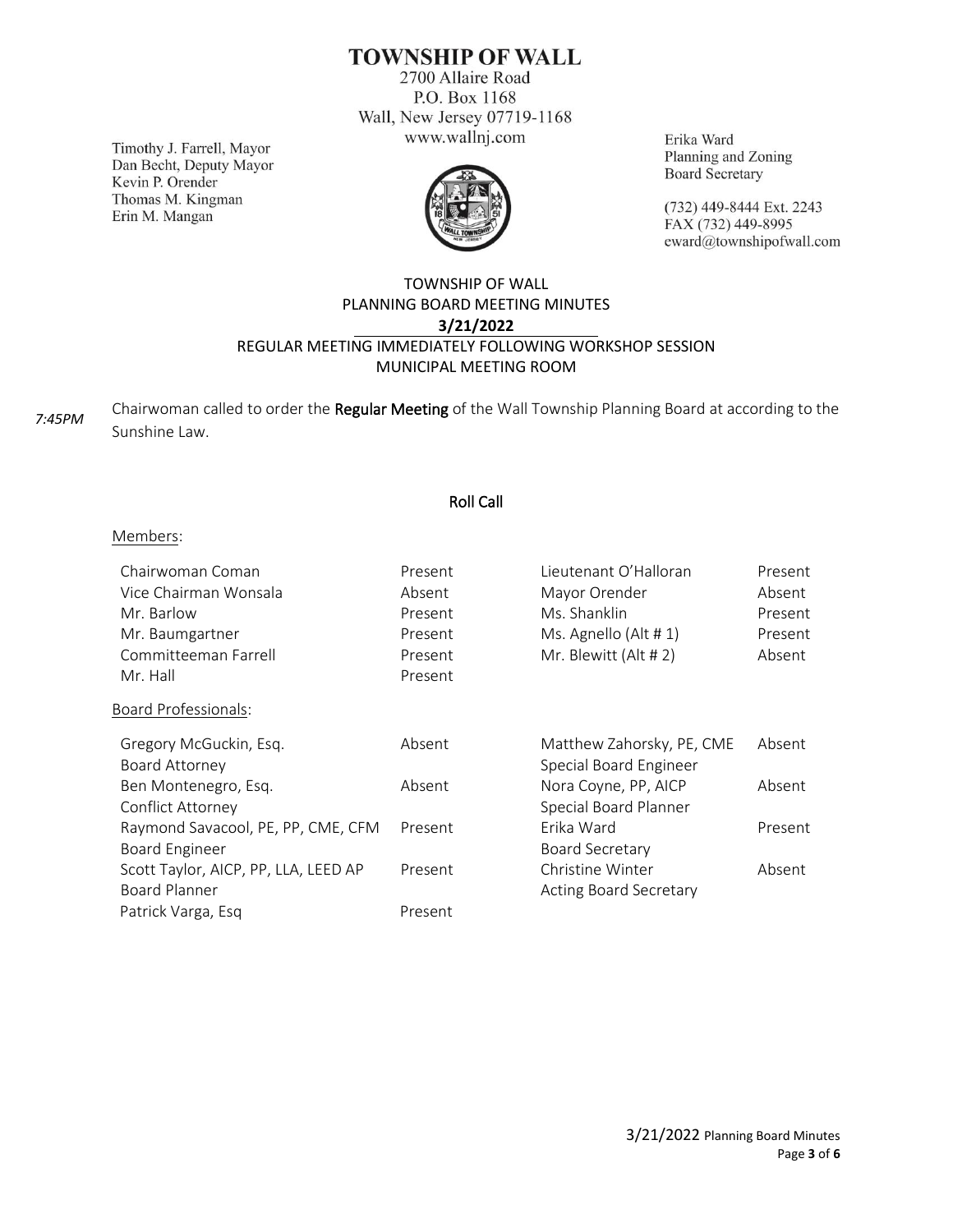# TOWNSHIP OF WALL

2700 Allaire Road
P.O. Box 1168
Wall, New Jersey 07719-1168
www.wallnj.com

Timothy J. Farrell, Mayor
Dan Becht, Deputy Mayor
Kevin P. Orender
Thomas M. Kingman
Erin M. Mangan

Erika Ward
Planning and Zoning
Board Secretary

(732) 449-8444 Ext. 2243
FAX (732) 449-8995
eward@townshipofwall.com

TOWNSHIP OF WALL
PLANNING BOARD MEETING MINUTES
**3/21/2022**
REGULAR MEETING IMMEDIATELY FOLLOWING WORKSHOP SESSION
MUNICIPAL MEETING ROOM

*7:45PM* Chairwoman called to order the **Regular Meeting** of the Wall Township Planning Board at according to the Sunshine Law.

## Roll Call

Members:

| | | | |
|---|---|---|---|
| Chairwoman Coman | Present | Lieutenant O'Halloran | Present |
| Vice Chairman Wonsala | Absent | Mayor Orender | Absent |
| Mr. Barlow | Present | Ms. Shanklin | Present |
| Mr. Baumgartner | Present | Ms. Agnello (Alt # 1) | Present |
| Committeeman Farrell | Present | Mr. Blewitt (Alt # 2) | Absent |
| Mr. Hall | Present | | |

Board Professionals:

| | | | |
|---|---|---|---|
| Gregory McGuckin, Esq. Board Attorney | Absent | Matthew Zahorsky, PE, CME Special Board Engineer | Absent |
| Ben Montenegro, Esq. Conflict Attorney | Absent | Nora Coyne, PP, AICP Special Board Planner | Absent |
| Raymond Savacool, PE, PP, CME, CFM Board Engineer | Present | Erika Ward Board Secretary | Present |
| Scott Taylor, AICP, PP, LLA, LEED AP Board Planner | Present | Christine Winter Acting Board Secretary | Absent |
| Patrick Varga, Esq | Present | | |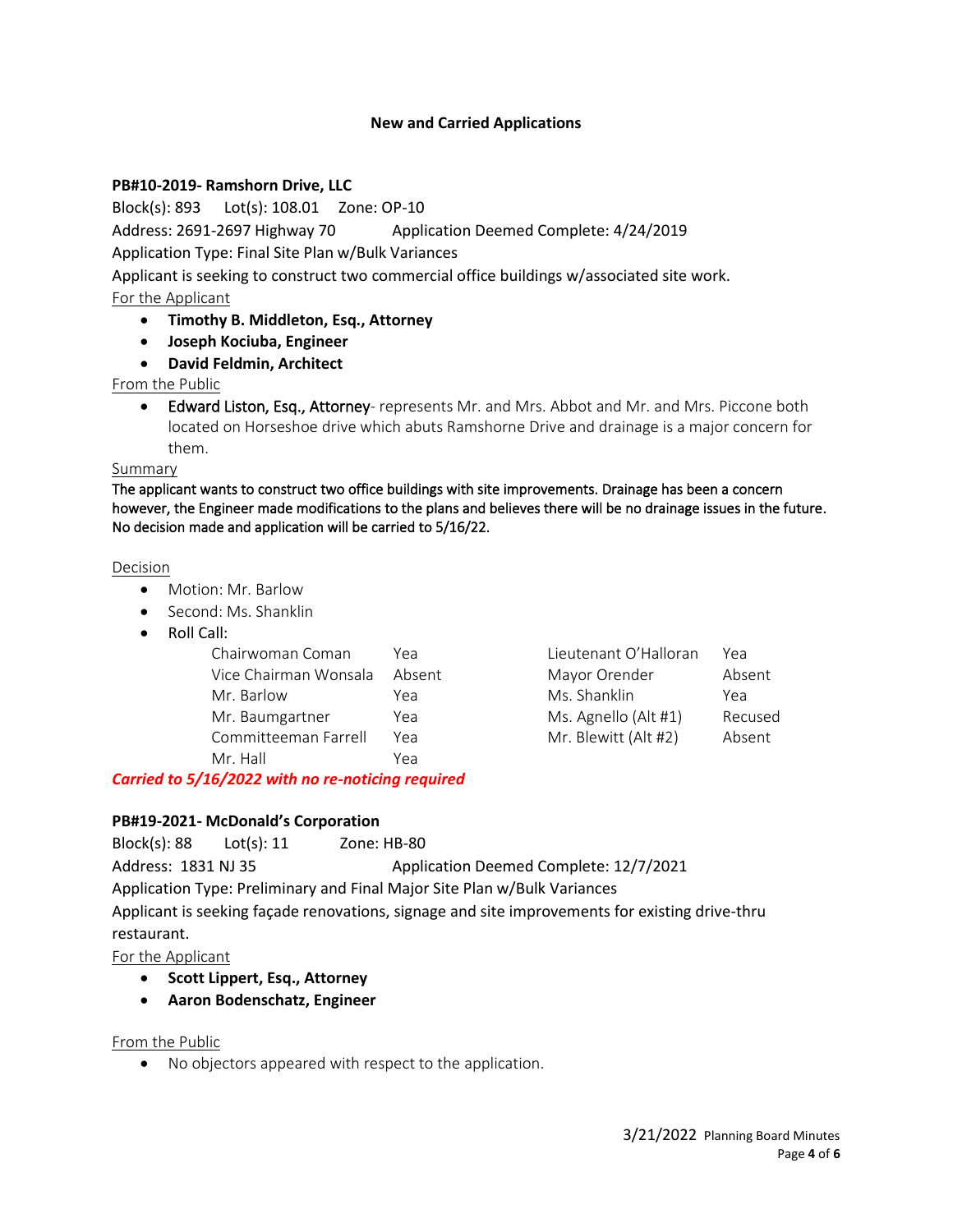**New and Carried Applications**

**PB#10-2019- Ramshorn Drive, LLC**

Block(s): 893 Lot(s): 108.01 Zone: OP-10

Address: 2691-2697 Highway 70 Application Deemed Complete: 4/24/2019

Application Type: Final Site Plan w/Bulk Variances

Applicant is seeking to construct two commercial office buildings w/associated site work.

For the Applicant

- **Timothy B. Middleton, Esq., Attorney**
- **Joseph Kociuba, Engineer**
- **David Feldmin, Architect**

From the Public

- Edward Liston, Esq., Attorney- represents Mr. and Mrs. Abbot and Mr. and Mrs. Piccone both located on Horseshoe drive which abuts Ramshorne Drive and drainage is a major concern for them.

Summary

The applicant wants to construct two office buildings with site improvements. Drainage has been a concern however, the Engineer made modifications to the plans and believes there will be no drainage issues in the future. No decision made and application will be carried to 5/16/22.

Decision

- Motion: Mr. Barlow
- Second: Ms. Shanklin
- Roll Call:

| | | | |
|---|---|---|---|
| Chairwoman Coman | Yea | Lieutenant O'Halloran | Yea |
| Vice Chairman Wonsala | Absent | Mayor Orender | Absent |
| Mr. Barlow | Yea | Ms. Shanklin | Yea |
| Mr. Baumgartner | Yea | Ms. Agnello (Alt #1) | Recused |
| Committeeman Farrell | Yea | Mr. Blewitt (Alt #2) | Absent |
| Mr. Hall | Yea | | |

***Carried to 5/16/2022 with no re-noticing required***

**PB#19-2021- McDonald's Corporation**

Block(s): 88 Lot(s): 11 Zone: HB-80

Address: 1831 NJ 35 Application Deemed Complete: 12/7/2021

Application Type: Preliminary and Final Major Site Plan w/Bulk Variances

Applicant is seeking façade renovations, signage and site improvements for existing drive-thru restaurant.

For the Applicant

- **Scott Lippert, Esq., Attorney**
- **Aaron Bodenschatz, Engineer**

From the Public

- No objectors appeared with respect to the application.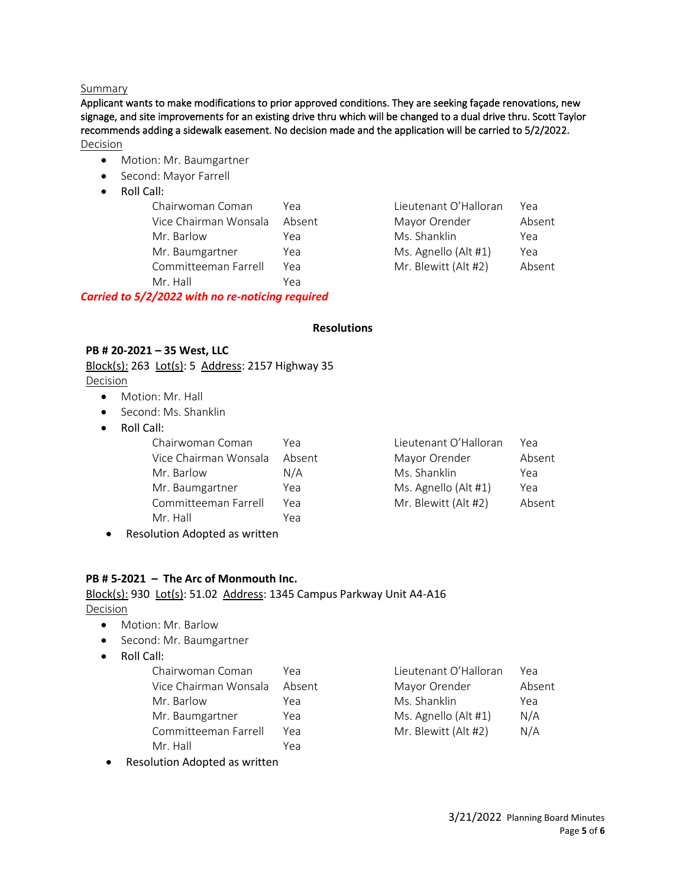Summary

**Applicant wants to make modifications to prior approved conditions. They are seeking façade renovations, new signage, and site improvements for an existing drive thru which will be changed to a dual drive thru. Scott Taylor recommends adding a sidewalk easement. No decision made and the application will be carried to 5/2/2022.**

Decision

- Motion: Mr. Baumgartner
- Second: Mayor Farrell
- Roll Call:

| | | | |
|---|---|---|---|
| Chairwoman Coman | Yea | Lieutenant O'Halloran | Yea |
| Vice Chairman Wonsala | Absent | Mayor Orender | Absent |
| Mr. Barlow | Yea | Ms. Shanklin | Yea |
| Mr. Baumgartner | Yea | Ms. Agnello (Alt #1) | Yea |
| Committeeman Farrell | Yea | Mr. Blewitt (Alt #2) | Absent |
| Mr. Hall | Yea | | |

***Carried to 5/2/2022 with no re-noticing required***

## Resolutions

### PB # 20-2021 – 35 West, LLC

Block(s): 263 Lot(s): 5 Address: 2157 Highway 35

Decision

- Motion: Mr. Hall
- Second: Ms. Shanklin
- Roll Call:

| | | | |
|---|---|---|---|
| Chairwoman Coman | Yea | Lieutenant O'Halloran | Yea |
| Vice Chairman Wonsala | Absent | Mayor Orender | Absent |
| Mr. Barlow | N/A | Ms. Shanklin | Yea |
| Mr. Baumgartner | Yea | Ms. Agnello (Alt #1) | Yea |
| Committeeman Farrell | Yea | Mr. Blewitt (Alt #2) | Absent |
| Mr. Hall | Yea | | |

- Resolution Adopted as written

### PB # 5-2021 – The Arc of Monmouth Inc.

Block(s): 930 Lot(s): 51.02 Address: 1345 Campus Parkway Unit A4-A16

Decision

- Motion: Mr. Barlow
- Second: Mr. Baumgartner
- Roll Call:

| | | | |
|---|---|---|---|
| Chairwoman Coman | Yea | Lieutenant O'Halloran | Yea |
| Vice Chairman Wonsala | Absent | Mayor Orender | Absent |
| Mr. Barlow | Yea | Ms. Shanklin | Yea |
| Mr. Baumgartner | Yea | Ms. Agnello (Alt #1) | N/A |
| Committeeman Farrell | Yea | Mr. Blewitt (Alt #2) | N/A |
| Mr. Hall | Yea | | |

- Resolution Adopted as written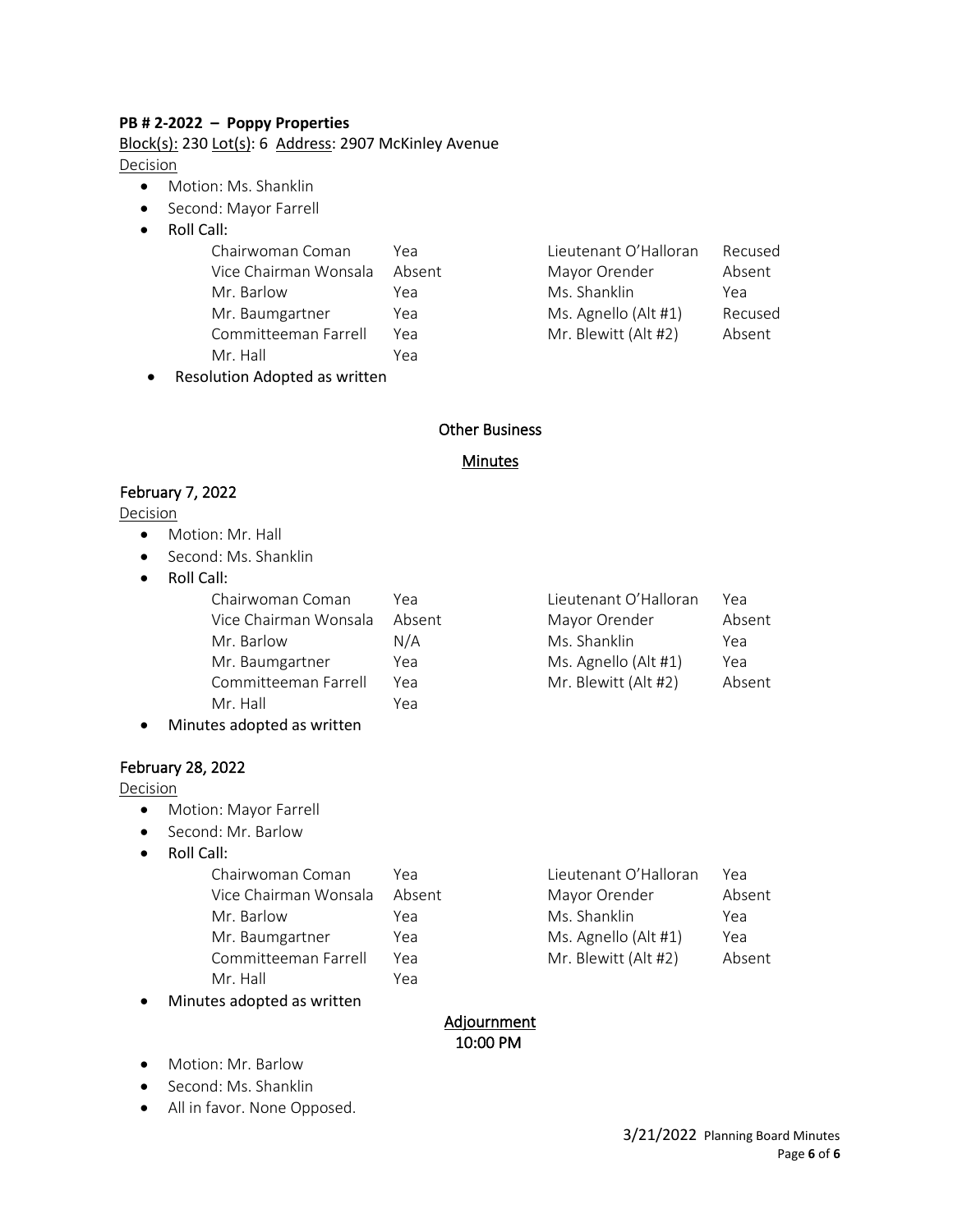**PB # 2-2022 – Poppy Properties**

Block(s): 230 Lot(s): 6 Address: 2907 McKinley Avenue

Decision

- Motion: Ms. Shanklin
- Second: Mayor Farrell
- Roll Call:

| | | | |
|---|---|---|---|
| Chairwoman Coman | Yea | Lieutenant O'Halloran | Recused |
| Vice Chairman Wonsala | Absent | Mayor Orender | Absent |
| Mr. Barlow | Yea | Ms. Shanklin | Yea |
| Mr. Baumgartner | Yea | Ms. Agnello (Alt #1) | Recused |
| Committeeman Farrell | Yea | Mr. Blewitt (Alt #2) | Absent |
| Mr. Hall | Yea | | |

- Resolution Adopted as written

## Other Business

## Minutes

### February 7, 2022

Decision

- Motion: Mr. Hall
- Second: Ms. Shanklin
- Roll Call:

| | | | |
|---|---|---|---|
| Chairwoman Coman | Yea | Lieutenant O'Halloran | Yea |
| Vice Chairman Wonsala | Absent | Mayor Orender | Absent |
| Mr. Barlow | N/A | Ms. Shanklin | Yea |
| Mr. Baumgartner | Yea | Ms. Agnello (Alt #1) | Yea |
| Committeeman Farrell | Yea | Mr. Blewitt (Alt #2) | Absent |
| Mr. Hall | Yea | | |

- Minutes adopted as written

### February 28, 2022

Decision

- Motion: Mayor Farrell
- Second: Mr. Barlow
- Roll Call:

| | | | |
|---|---|---|---|
| Chairwoman Coman | Yea | Lieutenant O'Halloran | Yea |
| Vice Chairman Wonsala | Absent | Mayor Orender | Absent |
| Mr. Barlow | Yea | Ms. Shanklin | Yea |
| Mr. Baumgartner | Yea | Ms. Agnello (Alt #1) | Yea |
| Committeeman Farrell | Yea | Mr. Blewitt (Alt #2) | Absent |
| Mr. Hall | Yea | | |

- Minutes adopted as written

## Adjournment

10:00 PM

- Motion: Mr. Barlow
- Second: Ms. Shanklin
- All in favor. None Opposed.